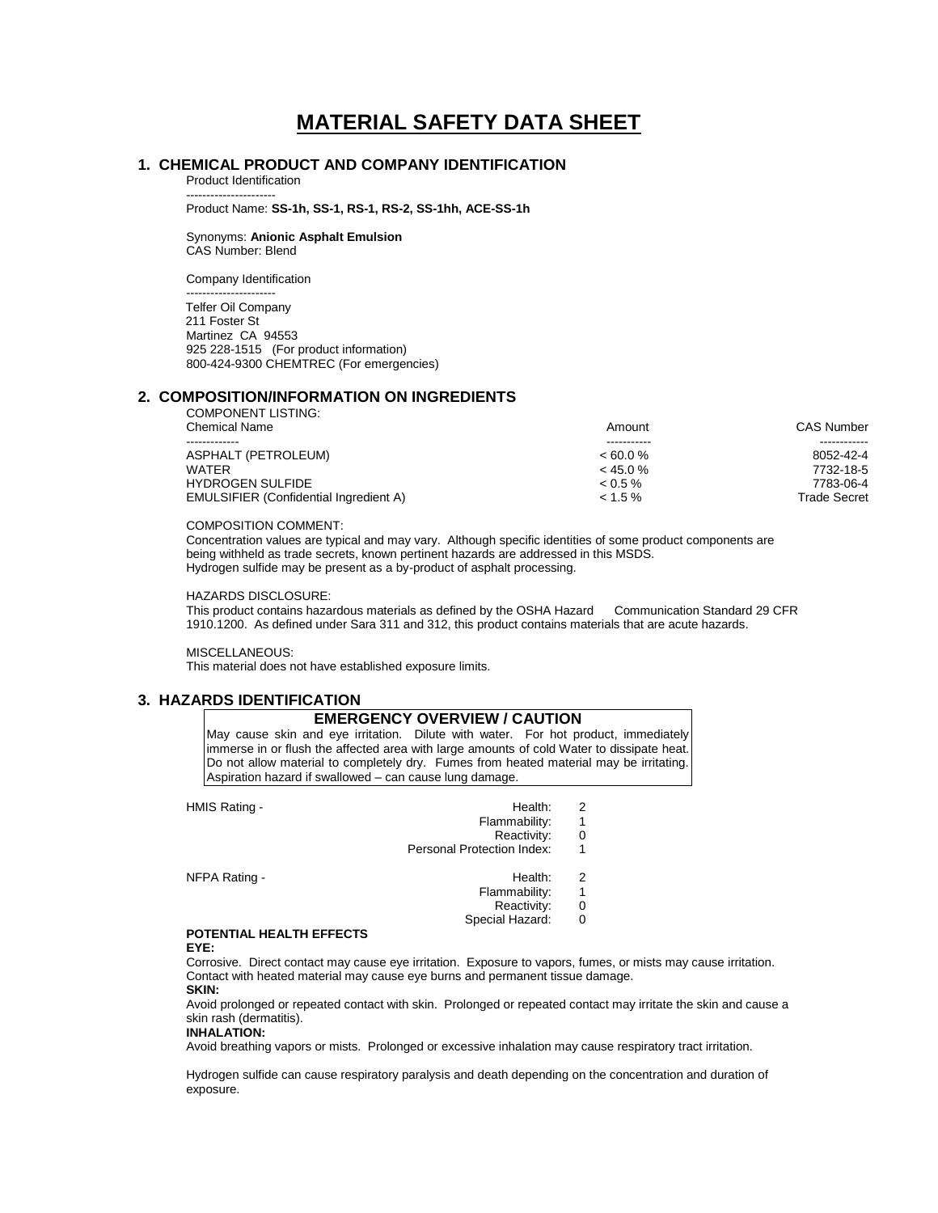# MATERIAL SAFETY DATA SHEET

## 1. CHEMICAL PRODUCT AND COMPANY IDENTIFICATION

Product Identification

----------------------

Product Name: **SS-1h, SS-1, RS-1, RS-2, SS-1hh, ACE-SS-1h**

Synonyms: **Anionic Asphalt Emulsion**
CAS Number: Blend

Company Identification

----------------------

Telfer Oil Company
211 Foster St
Martinez CA 94553
925 228-1515 (For product information)
800-424-9300 CHEMTREC (For emergencies)

## 2. COMPOSITION/INFORMATION ON INGREDIENTS

COMPONENT LISTING:

| Chemical Name | Amount | CAS Number |
|---|---|---|
| ASPHALT (PETROLEUM) | < 60.0 % | 8052-42-4 |
| WATER | < 45.0 % | 7732-18-5 |
| HYDROGEN SULFIDE | < 0.5 % | 7783-06-4 |
| EMULSIFIER (Confidential Ingredient A) | < 1.5 % | Trade Secret |

COMPOSITION COMMENT:
Concentration values are typical and may vary. Although specific identities of some product components are being withheld as trade secrets, known pertinent hazards are addressed in this MSDS.
Hydrogen sulfide may be present as a by-product of asphalt processing.

HAZARDS DISCLOSURE:
This product contains hazardous materials as defined by the OSHA Hazard Communication Standard 29 CFR 1910.1200. As defined under Sara 311 and 312, this product contains materials that are acute hazards.

MISCELLANEOUS:
This material does not have established exposure limits.

## 3. HAZARDS IDENTIFICATION

**EMERGENCY OVERVIEW / CAUTION**

May cause skin and eye irritation. Dilute with water. For hot product, immediately immerse in or flush the affected area with large amounts of cold Water to dissipate heat. Do not allow material to completely dry. Fumes from heated material may be irritating. Aspiration hazard if swallowed – can cause lung damage.

| | | |
|---|---|---|
| HMIS Rating - | Health: | 2 |
| | Flammability: | 1 |
| | Reactivity: | 0 |
| | Personal Protection Index: | 1 |
| NFPA Rating - | Health: | 2 |
| | Flammability: | 1 |
| | Reactivity: | 0 |
| | Special Hazard: | 0 |

**POTENTIAL HEALTH EFFECTS**

**EYE:**

Corrosive. Direct contact may cause eye irritation. Exposure to vapors, fumes, or mists may cause irritation. Contact with heated material may cause eye burns and permanent tissue damage.

**SKIN:**

Avoid prolonged or repeated contact with skin. Prolonged or repeated contact may irritate the skin and cause a skin rash (dermatitis).

**INHALATION:**

Avoid breathing vapors or mists. Prolonged or excessive inhalation may cause respiratory tract irritation.

Hydrogen sulfide can cause respiratory paralysis and death depending on the concentration and duration of exposure.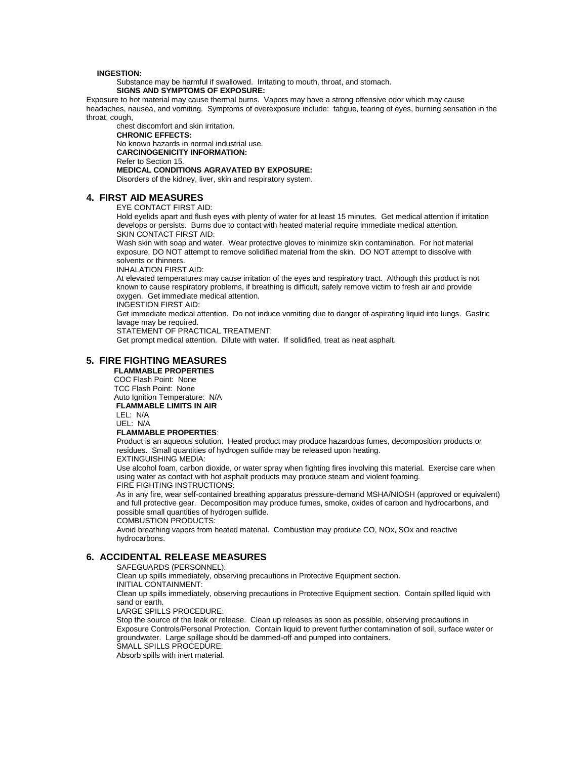**INGESTION:**

Substance may be harmful if swallowed. Irritating to mouth, throat, and stomach.

**SIGNS AND SYMPTOMS OF EXPOSURE:**

Exposure to hot material may cause thermal burns. Vapors may have a strong offensive odor which may cause headaches, nausea, and vomiting. Symptoms of overexposure include: fatigue, tearing of eyes, burning sensation in the throat, cough,
chest discomfort and skin irritation.

**CHRONIC EFFECTS:**

No known hazards in normal industrial use.

**CARCINOGENICITY INFORMATION:**

Refer to Section 15.

**MEDICAL CONDITIONS AGRAVATED BY EXPOSURE:**

Disorders of the kidney, liver, skin and respiratory system.

## 4. FIRST AID MEASURES

EYE CONTACT FIRST AID:

Hold eyelids apart and flush eyes with plenty of water for at least 15 minutes. Get medical attention if irritation develops or persists. Burns due to contact with heated material require immediate medical attention.

SKIN CONTACT FIRST AID:

Wash skin with soap and water. Wear protective gloves to minimize skin contamination. For hot material exposure, DO NOT attempt to remove solidified material from the skin. DO NOT attempt to dissolve with solvents or thinners.

INHALATION FIRST AID:

At elevated temperatures may cause irritation of the eyes and respiratory tract. Although this product is not known to cause respiratory problems, if breathing is difficult, safely remove victim to fresh air and provide oxygen. Get immediate medical attention.

INGESTION FIRST AID:

Get immediate medical attention. Do not induce vomiting due to danger of aspirating liquid into lungs. Gastric lavage may be required.

STATEMENT OF PRACTICAL TREATMENT:

Get prompt medical attention. Dilute with water. If solidified, treat as neat asphalt.

## 5. FIRE FIGHTING MEASURES

**FLAMMABLE PROPERTIES**

COC Flash Point: None
TCC Flash Point: None
Auto Ignition Temperature: N/A

**FLAMMABLE LIMITS IN AIR**

LEL: N/A
UEL: N/A

**FLAMMABLE PROPERTIES**:

Product is an aqueous solution. Heated product may produce hazardous fumes, decomposition products or residues. Small quantities of hydrogen sulfide may be released upon heating.

EXTINGUISHING MEDIA:

Use alcohol foam, carbon dioxide, or water spray when fighting fires involving this material. Exercise care when using water as contact with hot asphalt products may produce steam and violent foaming.

FIRE FIGHTING INSTRUCTIONS:

As in any fire, wear self-contained breathing apparatus pressure-demand MSHA/NIOSH (approved or equivalent) and full protective gear. Decomposition may produce fumes, smoke, oxides of carbon and hydrocarbons, and possible small quantities of hydrogen sulfide.

COMBUSTION PRODUCTS:

Avoid breathing vapors from heated material. Combustion may produce CO, NOx, SOx and reactive hydrocarbons.

## 6. ACCIDENTAL RELEASE MEASURES

SAFEGUARDS (PERSONNEL):

Clean up spills immediately, observing precautions in Protective Equipment section.

INITIAL CONTAINMENT:

Clean up spills immediately, observing precautions in Protective Equipment section. Contain spilled liquid with sand or earth.

LARGE SPILLS PROCEDURE:

Stop the source of the leak or release. Clean up releases as soon as possible, observing precautions in Exposure Controls/Personal Protection. Contain liquid to prevent further contamination of soil, surface water or groundwater. Large spillage should be dammed-off and pumped into containers.

SMALL SPILLS PROCEDURE:

Absorb spills with inert material.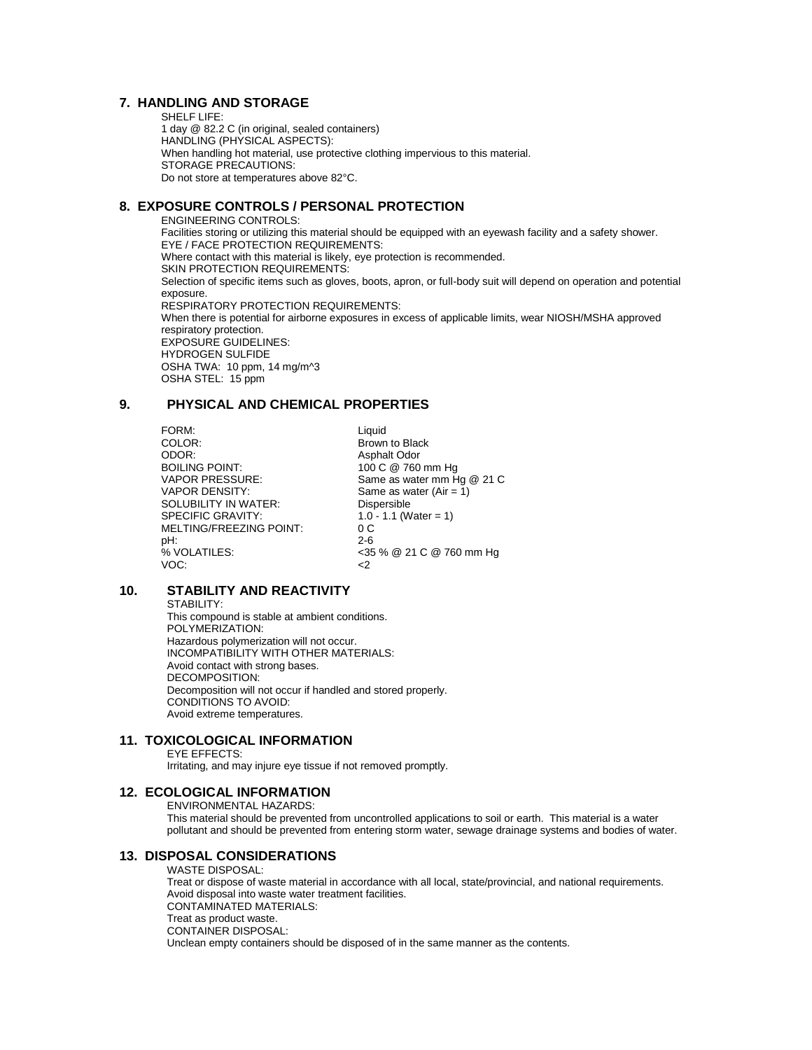## 7. HANDLING AND STORAGE

SHELF LIFE:
1 day @ 82.2 C (in original, sealed containers)
HANDLING (PHYSICAL ASPECTS):
When handling hot material, use protective clothing impervious to this material.
STORAGE PRECAUTIONS:
Do not store at temperatures above 82°C.

## 8. EXPOSURE CONTROLS / PERSONAL PROTECTION

ENGINEERING CONTROLS:
Facilities storing or utilizing this material should be equipped with an eyewash facility and a safety shower.
EYE / FACE PROTECTION REQUIREMENTS:
Where contact with this material is likely, eye protection is recommended.
SKIN PROTECTION REQUIREMENTS:
Selection of specific items such as gloves, boots, apron, or full-body suit will depend on operation and potential exposure.
RESPIRATORY PROTECTION REQUIREMENTS:
When there is potential for airborne exposures in excess of applicable limits, wear NIOSH/MSHA approved respiratory protection.
EXPOSURE GUIDELINES:
HYDROGEN SULFIDE
OSHA TWA: 10 ppm, 14 mg/m^3
OSHA STEL: 15 ppm

## 9. PHYSICAL AND CHEMICAL PROPERTIES

| | |
|---|---|
| FORM: | Liquid |
| COLOR: | Brown to Black |
| ODOR: | Asphalt Odor |
| BOILING POINT: | 100 C @ 760 mm Hg |
| VAPOR PRESSURE: | Same as water mm Hg @ 21 C |
| VAPOR DENSITY: | Same as water (Air = 1) |
| SOLUBILITY IN WATER: | Dispersible |
| SPECIFIC GRAVITY: | 1.0 - 1.1 (Water = 1) |
| MELTING/FREEZING POINT: | 0 C |
| pH: | 2-6 |
| % VOLATILES: | <35 % @ 21 C @ 760 mm Hg |
| VOC: | <2 |

## 10. STABILITY AND REACTIVITY

STABILITY:
This compound is stable at ambient conditions.
POLYMERIZATION:
Hazardous polymerization will not occur.
INCOMPATIBILITY WITH OTHER MATERIALS:
Avoid contact with strong bases.
DECOMPOSITION:
Decomposition will not occur if handled and stored properly.
CONDITIONS TO AVOID:
Avoid extreme temperatures.

## 11. TOXICOLOGICAL INFORMATION

EYE EFFECTS:
Irritating, and may injure eye tissue if not removed promptly.

## 12. ECOLOGICAL INFORMATION

ENVIRONMENTAL HAZARDS:
This material should be prevented from uncontrolled applications to soil or earth. This material is a water pollutant and should be prevented from entering storm water, sewage drainage systems and bodies of water.

## 13. DISPOSAL CONSIDERATIONS

WASTE DISPOSAL:
Treat or dispose of waste material in accordance with all local, state/provincial, and national requirements.
Avoid disposal into waste water treatment facilities.
CONTAMINATED MATERIALS:
Treat as product waste.
CONTAINER DISPOSAL:
Unclean empty containers should be disposed of in the same manner as the contents.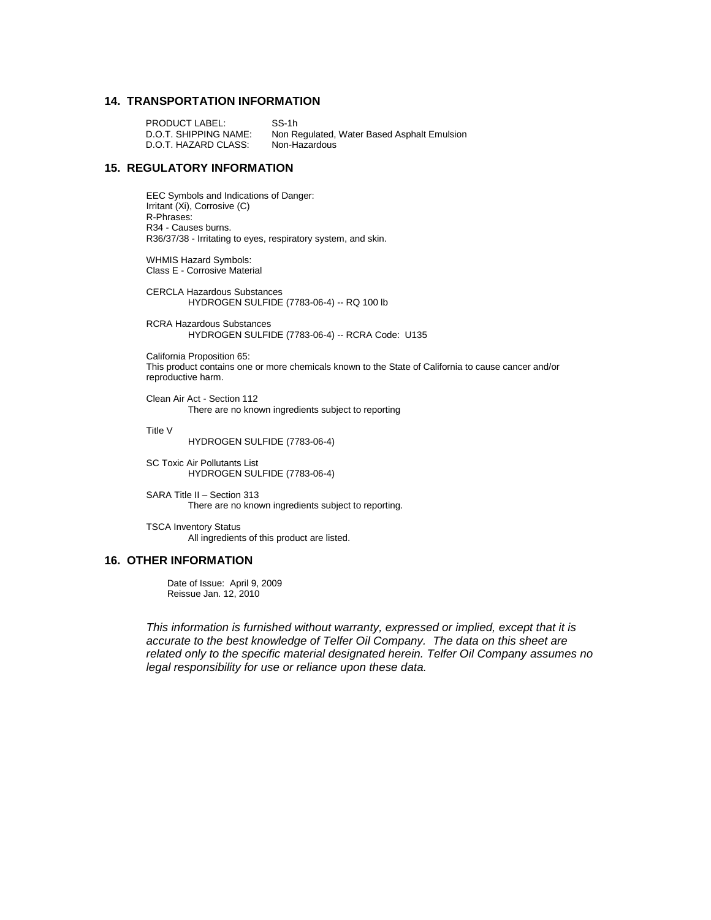## 14. TRANSPORTATION INFORMATION

| | |
|---|---|
| PRODUCT LABEL: | SS-1h |
| D.O.T. SHIPPING NAME: | Non Regulated, Water Based Asphalt Emulsion |
| D.O.T. HAZARD CLASS: | Non-Hazardous |

## 15. REGULATORY INFORMATION

EEC Symbols and Indications of Danger:
Irritant (Xi), Corrosive (C)
R-Phrases:
R34 - Causes burns.
R36/37/38 - Irritating to eyes, respiratory system, and skin.

WHMIS Hazard Symbols:
Class E - Corrosive Material

CERCLA Hazardous Substances
HYDROGEN SULFIDE (7783-06-4) -- RQ 100 lb

RCRA Hazardous Substances
HYDROGEN SULFIDE (7783-06-4) -- RCRA Code: U135

California Proposition 65:
This product contains one or more chemicals known to the State of California to cause cancer and/or reproductive harm.

Clean Air Act - Section 112
There are no known ingredients subject to reporting

Title V
HYDROGEN SULFIDE (7783-06-4)

SC Toxic Air Pollutants List
HYDROGEN SULFIDE (7783-06-4)

SARA Title II – Section 313
There are no known ingredients subject to reporting.

TSCA Inventory Status
All ingredients of this product are listed.

## 16. OTHER INFORMATION

Date of Issue: April 9, 2009
Reissue Jan. 12, 2010

*This information is furnished without warranty, expressed or implied, except that it is accurate to the best knowledge of Telfer Oil Company. The data on this sheet are related only to the specific material designated herein. Telfer Oil Company assumes no legal responsibility for use or reliance upon these data.*